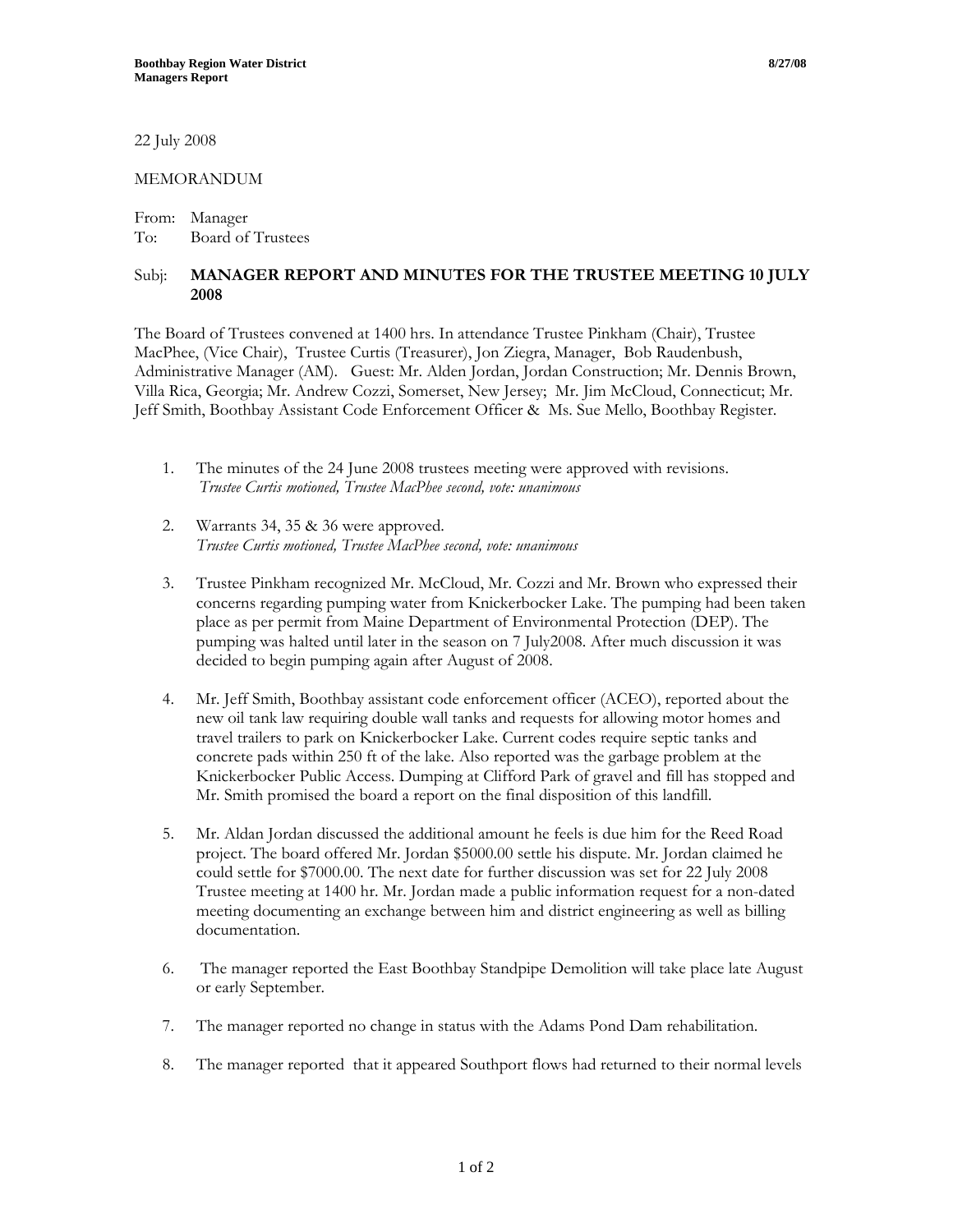22 July 2008

MEMORANDUM

From: Manager
To: Board of Trustees

Subj: **MANAGER REPORT AND MINUTES FOR THE TRUSTEE MEETING 10 JULY 2008**

The Board of Trustees convened at 1400 hrs. In attendance Trustee Pinkham (Chair), Trustee MacPhee, (Vice Chair), Trustee Curtis (Treasurer), Jon Ziegra, Manager, Bob Raudenbush, Administrative Manager (AM). Guest: Mr. Alden Jordan, Jordan Construction; Mr. Dennis Brown, Villa Rica, Georgia; Mr. Andrew Cozzi, Somerset, New Jersey; Mr. Jim McCloud, Connecticut; Mr. Jeff Smith, Boothbay Assistant Code Enforcement Officer & Ms. Sue Mello, Boothbay Register.

1. The minutes of the 24 June 2008 trustees meeting were approved with revisions.
   *Trustee Curtis motioned, Trustee MacPhee second, vote: unanimous*

2. Warrants 34, 35 & 36 were approved.
   *Trustee Curtis motioned, Trustee MacPhee second, vote: unanimous*

3. Trustee Pinkham recognized Mr. McCloud, Mr. Cozzi and Mr. Brown who expressed their concerns regarding pumping water from Knickerbocker Lake. The pumping had been taken place as per permit from Maine Department of Environmental Protection (DEP). The pumping was halted until later in the season on 7 July2008. After much discussion it was decided to begin pumping again after August of 2008.

4. Mr. Jeff Smith, Boothbay assistant code enforcement officer (ACEO), reported about the new oil tank law requiring double wall tanks and requests for allowing motor homes and travel trailers to park on Knickerbocker Lake. Current codes require septic tanks and concrete pads within 250 ft of the lake. Also reported was the garbage problem at the Knickerbocker Public Access. Dumping at Clifford Park of gravel and fill has stopped and Mr. Smith promised the board a report on the final disposition of this landfill.

5. Mr. Aldan Jordan discussed the additional amount he feels is due him for the Reed Road project. The board offered Mr. Jordan $5000.00 settle his dispute. Mr. Jordan claimed he could settle for $7000.00. The next date for further discussion was set for 22 July 2008 Trustee meeting at 1400 hr. Mr. Jordan made a public information request for a non-dated meeting documenting an exchange between him and district engineering as well as billing documentation.

6. The manager reported the East Boothbay Standpipe Demolition will take place late August or early September.

7. The manager reported no change in status with the Adams Pond Dam rehabilitation.

8. The manager reported that it appeared Southport flows had returned to their normal levels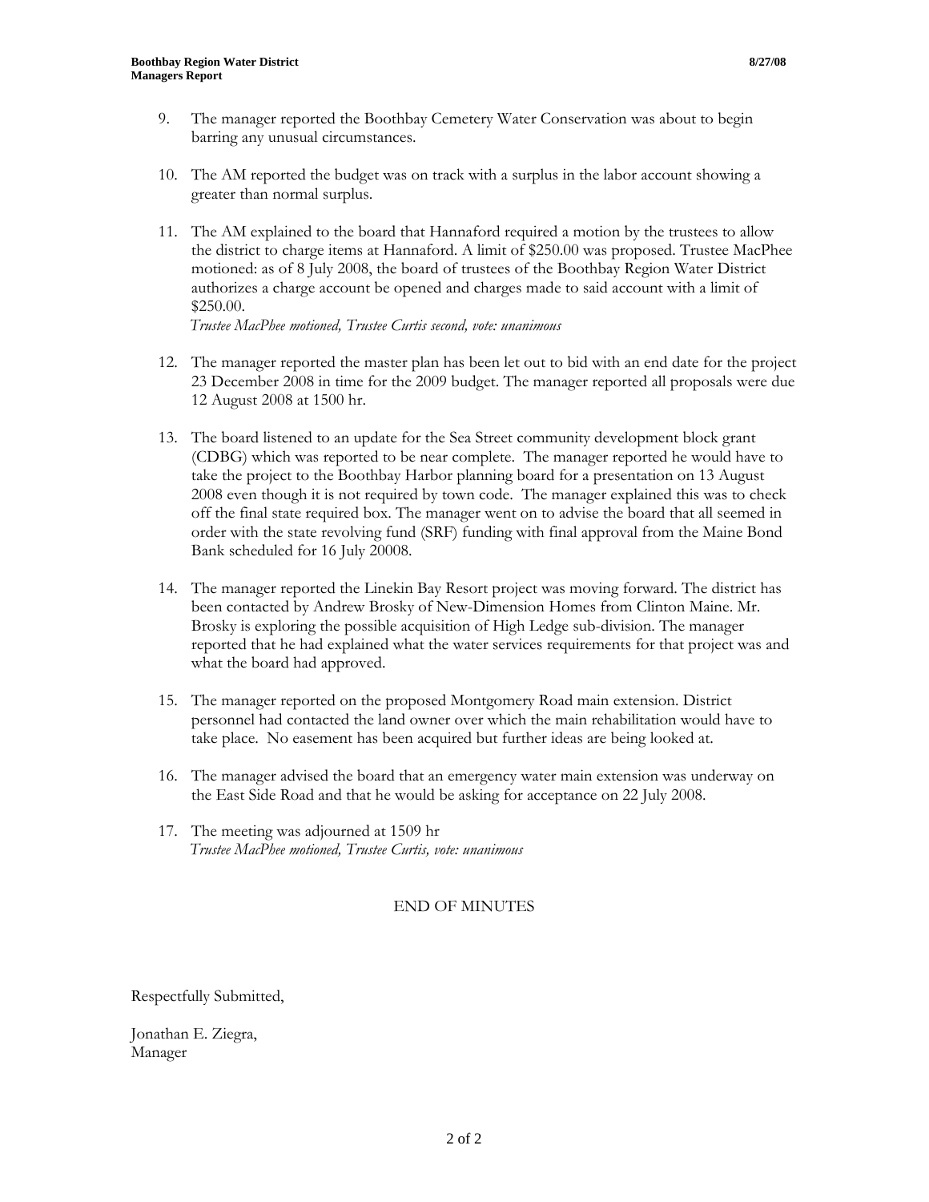9. The manager reported the Boothbay Cemetery Water Conservation was about to begin barring any unusual circumstances.

10. The AM reported the budget was on track with a surplus in the labor account showing a greater than normal surplus.

11. The AM explained to the board that Hannaford required a motion by the trustees to allow the district to charge items at Hannaford. A limit of $250.00 was proposed. Trustee MacPhee motioned: as of 8 July 2008, the board of trustees of the Boothbay Region Water District authorizes a charge account be opened and charges made to said account with a limit of $250.00.
    *Trustee MacPhee motioned, Trustee Curtis second, vote: unanimous*

12. The manager reported the master plan has been let out to bid with an end date for the project 23 December 2008 in time for the 2009 budget. The manager reported all proposals were due 12 August 2008 at 1500 hr.

13. The board listened to an update for the Sea Street community development block grant (CDBG) which was reported to be near complete. The manager reported he would have to take the project to the Boothbay Harbor planning board for a presentation on 13 August 2008 even though it is not required by town code. The manager explained this was to check off the final state required box. The manager went on to advise the board that all seemed in order with the state revolving fund (SRF) funding with final approval from the Maine Bond Bank scheduled for 16 July 20008.

14. The manager reported the Linekin Bay Resort project was moving forward. The district has been contacted by Andrew Brosky of New-Dimension Homes from Clinton Maine. Mr. Brosky is exploring the possible acquisition of High Ledge sub-division. The manager reported that he had explained what the water services requirements for that project was and what the board had approved.

15. The manager reported on the proposed Montgomery Road main extension. District personnel had contacted the land owner over which the main rehabilitation would have to take place. No easement has been acquired but further ideas are being looked at.

16. The manager advised the board that an emergency water main extension was underway on the East Side Road and that he would be asking for acceptance on 22 July 2008.

17. The meeting was adjourned at 1509 hr
    *Trustee MacPhee motioned, Trustee Curtis, vote: unanimous*

END OF MINUTES

Respectfully Submitted,

Jonathan E. Ziegra,
Manager